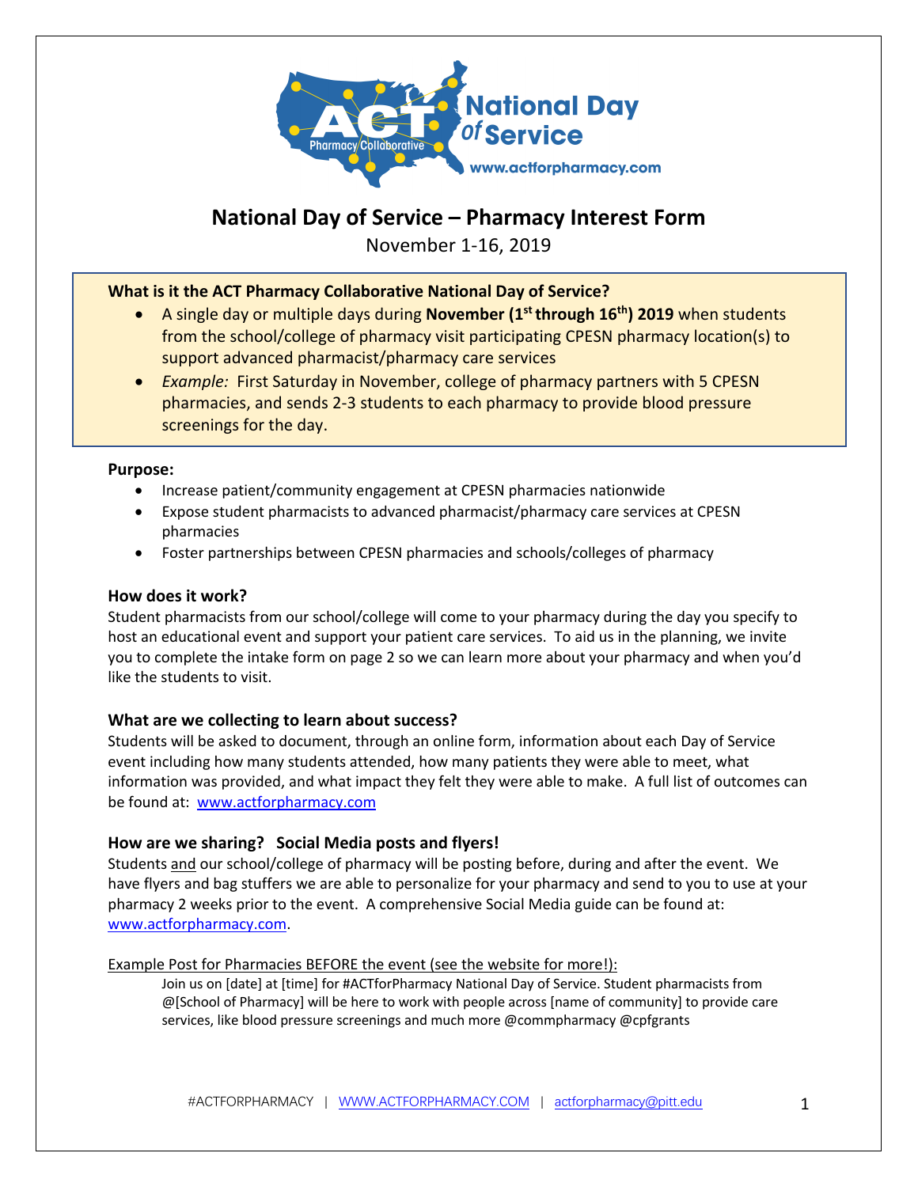# National Day of Service – Pharmacy Interest Form

November 1-16, 2019

**What is it the ACT Pharmacy Collaborative National Day of Service?**

- A single day or multiple days during **November (1st through 16th) 2019** when students from the school/college of pharmacy visit participating CPESN pharmacy location(s) to support advanced pharmacist/pharmacy care services
- *Example:* First Saturday in November, college of pharmacy partners with 5 CPESN pharmacies, and sends 2-3 students to each pharmacy to provide blood pressure screenings for the day.

**Purpose:**

- Increase patient/community engagement at CPESN pharmacies nationwide
- Expose student pharmacists to advanced pharmacist/pharmacy care services at CPESN pharmacies
- Foster partnerships between CPESN pharmacies and schools/colleges of pharmacy

### How does it work?

Student pharmacists from our school/college will come to your pharmacy during the day you specify to host an educational event and support your patient care services. To aid us in the planning, we invite you to complete the intake form on page 2 so we can learn more about your pharmacy and when you'd like the students to visit.

### What are we collecting to learn about success?

Students will be asked to document, through an online form, information about each Day of Service event including how many students attended, how many patients they were able to meet, what information was provided, and what impact they felt they were able to make. A full list of outcomes can be found at: www.actforpharmacy.com

### How are we sharing? Social Media posts and flyers!

Students and our school/college of pharmacy will be posting before, during and after the event. We have flyers and bag stuffers we are able to personalize for your pharmacy and send to you to use at your pharmacy 2 weeks prior to the event. A comprehensive Social Media guide can be found at: www.actforpharmacy.com.

Example Post for Pharmacies BEFORE the event (see the website for more!):

> Join us on [date] at [time] for #ACTforPharmacy National Day of Service. Student pharmacists from @[School of Pharmacy] will be here to work with people across [name of community] to provide care services, like blood pressure screenings and much more @commpharmacy @cpfgrants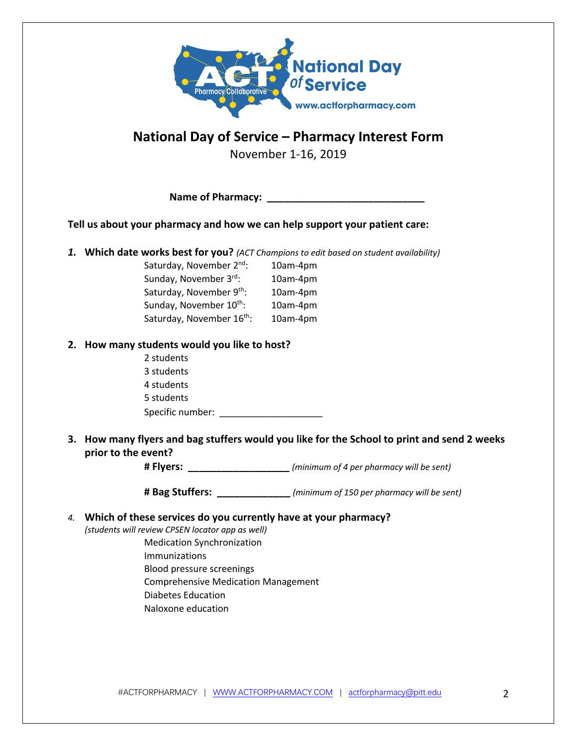# National Day of Service – Pharmacy Interest Form

November 1-16, 2019

**Name of Pharmacy: ___________________________**

**Tell us about your pharmacy and how we can help support your patient care:**

***1.*** **Which date works best for you?** *(ACT Champions to edit based on student availability)*

- Saturday, November 2nd: 10am-4pm
- Sunday, November 3rd: 10am-4pm
- Saturday, November 9th: 10am-4pm
- Sunday, November 10th: 10am-4pm
- Saturday, November 16th: 10am-4pm

**2. How many students would you like to host?**

- 2 students
- 3 students
- 4 students
- 5 students
- Specific number: ____________________

**3. How many flyers and bag stuffers would you like for the School to print and send 2 weeks prior to the event?**

**# Flyers: __________________** *(minimum of 4 per pharmacy will be sent)*

**# Bag Stuffers: _____________** *(minimum of 150 per pharmacy will be sent)*

*4.* **Which of these services do you currently have at your pharmacy?**
*(students will review CPSEN locator app as well)*

- Medication Synchronization
- Immunizations
- Blood pressure screenings
- Comprehensive Medication Management
- Diabetes Education
- Naloxone education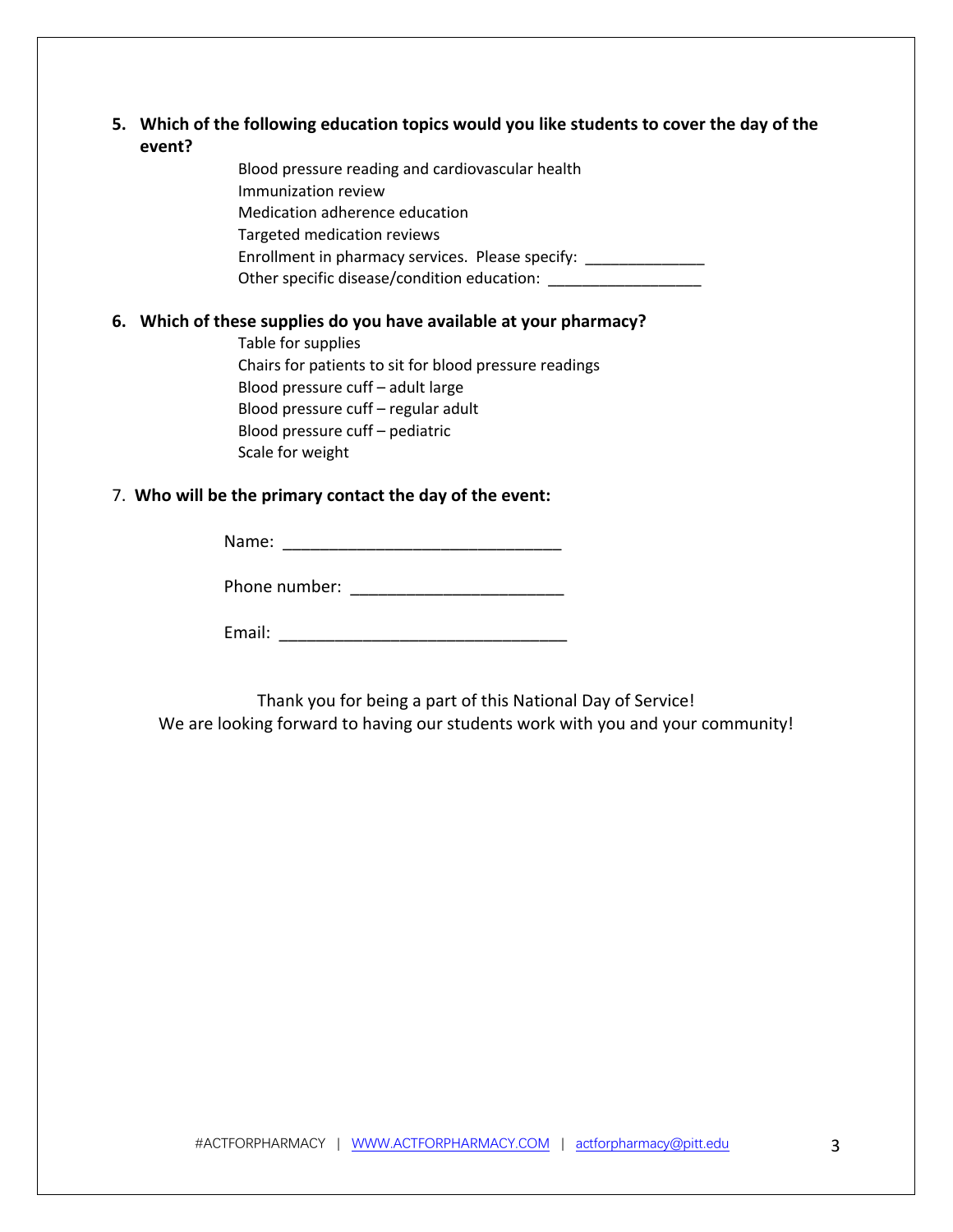5. **Which of the following education topics would you like students to cover the day of the event?**

   Blood pressure reading and cardiovascular health
   Immunization review
   Medication adherence education
   Targeted medication reviews
   Enrollment in pharmacy services. Please specify: ______________
   Other specific disease/condition education: __________________

6. **Which of these supplies do you have available at your pharmacy?**

   Table for supplies
   Chairs for patients to sit for blood pressure readings
   Blood pressure cuff – adult large
   Blood pressure cuff – regular adult
   Blood pressure cuff – pediatric
   Scale for weight

7. **Who will be the primary contact the day of the event:**

   Name: ______________________________

   Phone number: _______________________

   Email: _______________________________

Thank you for being a part of this National Day of Service!
We are looking forward to having our students work with you and your community!

#ACTFORPHARMACY | WWW.ACTFORPHARMACY.COM | actforpharmacy@pitt.edu